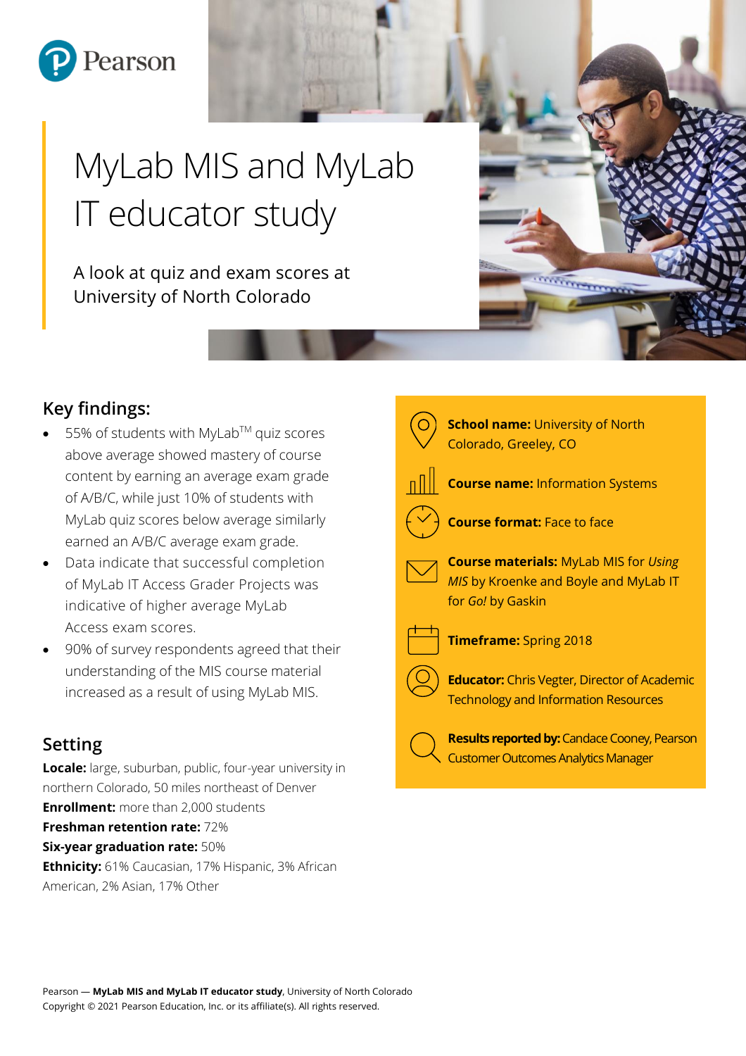Pearson

# MyLab MIS and MyLab IT educator study

A look at quiz and exam scores at University of North Colorado

## Key findings:

- 55% of students with MyLab™ quiz scores above average showed mastery of course content by earning an average exam grade of A/B/C, while just 10% of students with MyLab quiz scores below average similarly earned an A/B/C average exam grade.
- Data indicate that successful completion of MyLab IT Access Grader Projects was indicative of higher average MyLab Access exam scores.
- 90% of survey respondents agreed that their understanding of the MIS course material increased as a result of using MyLab MIS.

## Setting

**Locale:** large, suburban, public, four-year university in northern Colorado, 50 miles northeast of Denver
**Enrollment:** more than 2,000 students
**Freshman retention rate:** 72%
**Six-year graduation rate:** 50%
**Ethnicity:** 61% Caucasian, 17% Hispanic, 3% African American, 2% Asian, 17% Other

**School name:** University of North Colorado, Greeley, CO

**Course name:** Information Systems

**Course format:** Face to face

**Course materials:** MyLab MIS for *Using MIS* by Kroenke and Boyle and MyLab IT for *Go!* by Gaskin

**Timeframe:** Spring 2018

**Educator:** Chris Vegter, Director of Academic Technology and Information Resources

**Results reported by:** Candace Cooney, Pearson Customer Outcomes Analytics Manager

Pearson — **MyLab MIS and MyLab IT educator study**, University of North Colorado
Copyright © 2021 Pearson Education, Inc. or its affiliate(s). All rights reserved.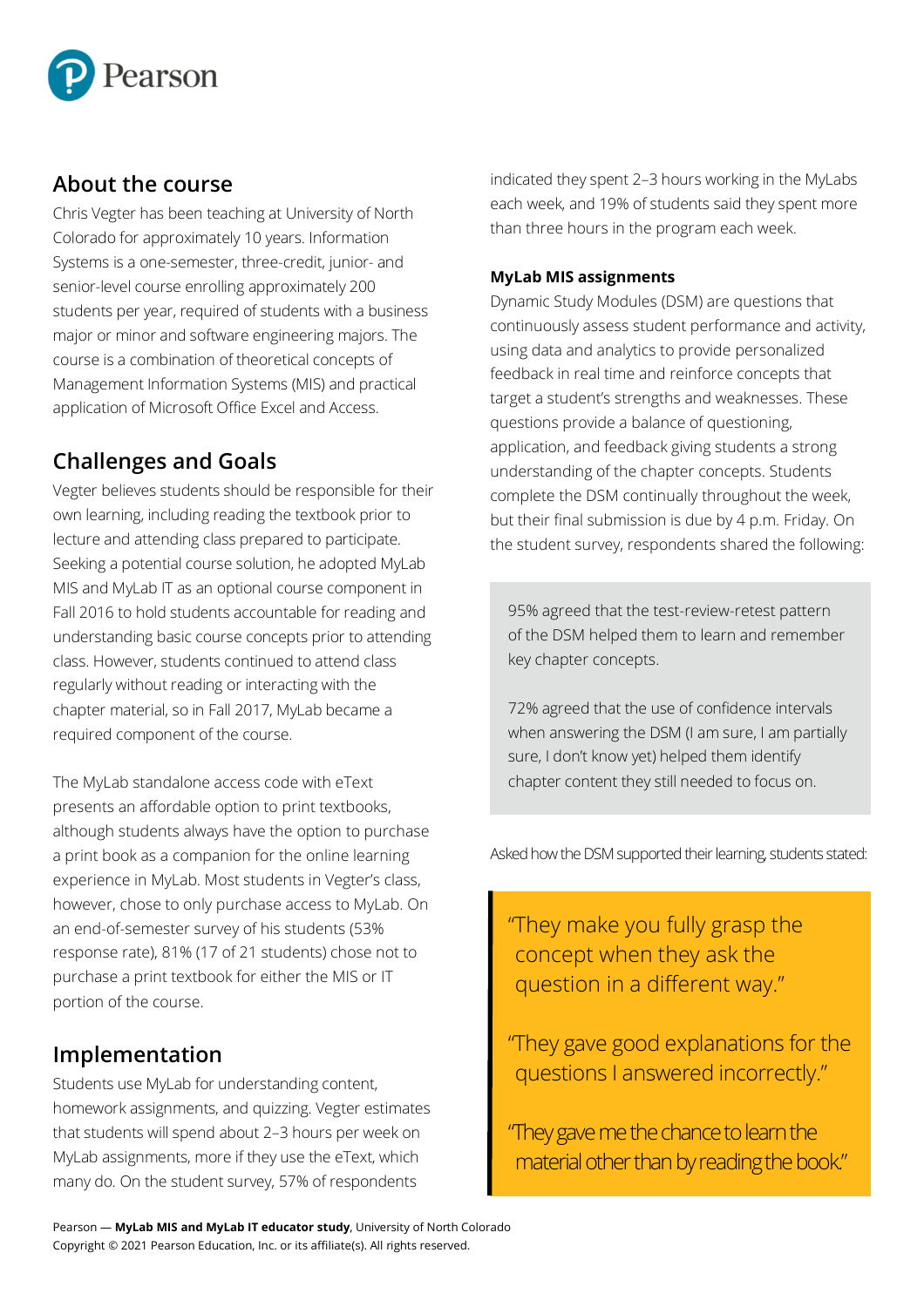## About the course

Chris Vegter has been teaching at University of North Colorado for approximately 10 years. Information Systems is a one-semester, three-credit, junior- and senior-level course enrolling approximately 200 students per year, required of students with a business major or minor and software engineering majors. The course is a combination of theoretical concepts of Management Information Systems (MIS) and practical application of Microsoft Office Excel and Access.

## Challenges and Goals

Vegter believes students should be responsible for their own learning, including reading the textbook prior to lecture and attending class prepared to participate. Seeking a potential course solution, he adopted MyLab MIS and MyLab IT as an optional course component in Fall 2016 to hold students accountable for reading and understanding basic course concepts prior to attending class. However, students continued to attend class regularly without reading or interacting with the chapter material, so in Fall 2017, MyLab became a required component of the course.

The MyLab standalone access code with eText presents an affordable option to print textbooks, although students always have the option to purchase a print book as a companion for the online learning experience in MyLab. Most students in Vegter's class, however, chose to only purchase access to MyLab. On an end-of-semester survey of his students (53% response rate), 81% (17 of 21 students) chose not to purchase a print textbook for either the MIS or IT portion of the course.

## Implementation

Students use MyLab for understanding content, homework assignments, and quizzing. Vegter estimates that students will spend about 2–3 hours per week on MyLab assignments, more if they use the eText, which many do. On the student survey, 57% of respondents indicated they spent 2–3 hours working in the MyLabs each week, and 19% of students said they spent more than three hours in the program each week.

### MyLab MIS assignments

Dynamic Study Modules (DSM) are questions that continuously assess student performance and activity, using data and analytics to provide personalized feedback in real time and reinforce concepts that target a student's strengths and weaknesses. These questions provide a balance of questioning, application, and feedback giving students a strong understanding of the chapter concepts. Students complete the DSM continually throughout the week, but their final submission is due by 4 p.m. Friday. On the student survey, respondents shared the following:

> 95% agreed that the test-review-retest pattern of the DSM helped them to learn and remember key chapter concepts.
>
> 72% agreed that the use of confidence intervals when answering the DSM (I am sure, I am partially sure, I don't know yet) helped them identify chapter content they still needed to focus on.

Asked how the DSM supported their learning, students stated:

> "They make you fully grasp the concept when they ask the question in a different way."
>
> "They gave good explanations for the questions I answered incorrectly."
>
> "They gave me the chance to learn the material other than by reading the book."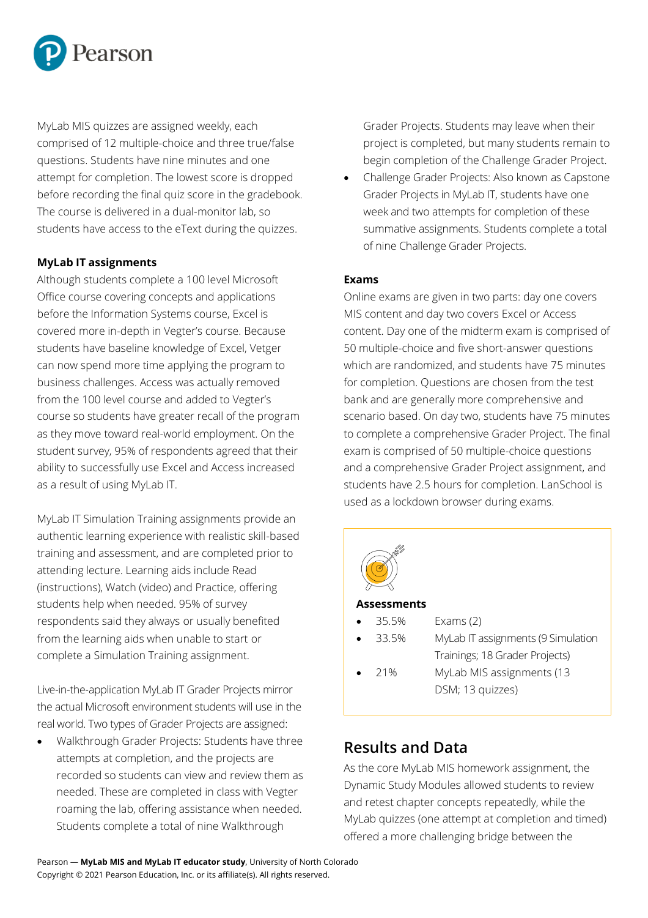MyLab MIS quizzes are assigned weekly, each comprised of 12 multiple-choice and three true/false questions. Students have nine minutes and one attempt for completion. The lowest score is dropped before recording the final quiz score in the gradebook. The course is delivered in a dual-monitor lab, so students have access to the eText during the quizzes.

**MyLab IT assignments**

Although students complete a 100 level Microsoft Office course covering concepts and applications before the Information Systems course, Excel is covered more in-depth in Vegter's course. Because students have baseline knowledge of Excel, Vetger can now spend more time applying the program to business challenges. Access was actually removed from the 100 level course and added to Vegter's course so students have greater recall of the program as they move toward real-world employment. On the student survey, 95% of respondents agreed that their ability to successfully use Excel and Access increased as a result of using MyLab IT.

MyLab IT Simulation Training assignments provide an authentic learning experience with realistic skill-based training and assessment, and are completed prior to attending lecture. Learning aids include Read (instructions), Watch (video) and Practice, offering students help when needed. 95% of survey respondents said they always or usually benefited from the learning aids when unable to start or complete a Simulation Training assignment.

Live-in-the-application MyLab IT Grader Projects mirror the actual Microsoft environment students will use in the real world. Two types of Grader Projects are assigned:

- Walkthrough Grader Projects: Students have three attempts at completion, and the projects are recorded so students can view and review them as needed. These are completed in class with Vegter roaming the lab, offering assistance when needed. Students complete a total of nine Walkthrough Grader Projects. Students may leave when their project is completed, but many students remain to begin completion of the Challenge Grader Project.
- Challenge Grader Projects: Also known as Capstone Grader Projects in MyLab IT, students have one week and two attempts for completion of these summative assignments. Students complete a total of nine Challenge Grader Projects.

**Exams**

Online exams are given in two parts: day one covers MIS content and day two covers Excel or Access content. Day one of the midterm exam is comprised of 50 multiple-choice and five short-answer questions which are randomized, and students have 75 minutes for completion. Questions are chosen from the test bank and are generally more comprehensive and scenario based. On day two, students have 75 minutes to complete a comprehensive Grader Project. The final exam is comprised of 50 multiple-choice questions and a comprehensive Grader Project assignment, and students have 2.5 hours for completion. LanSchool is used as a lockdown browser during exams.

**Assessments**

- 35.5% Exams (2)
- 33.5% MyLab IT assignments (9 Simulation Trainings; 18 Grader Projects)
- 21% MyLab MIS assignments (13 DSM; 13 quizzes)

## Results and Data

As the core MyLab MIS homework assignment, the Dynamic Study Modules allowed students to review and retest chapter concepts repeatedly, while the MyLab quizzes (one attempt at completion and timed) offered a more challenging bridge between the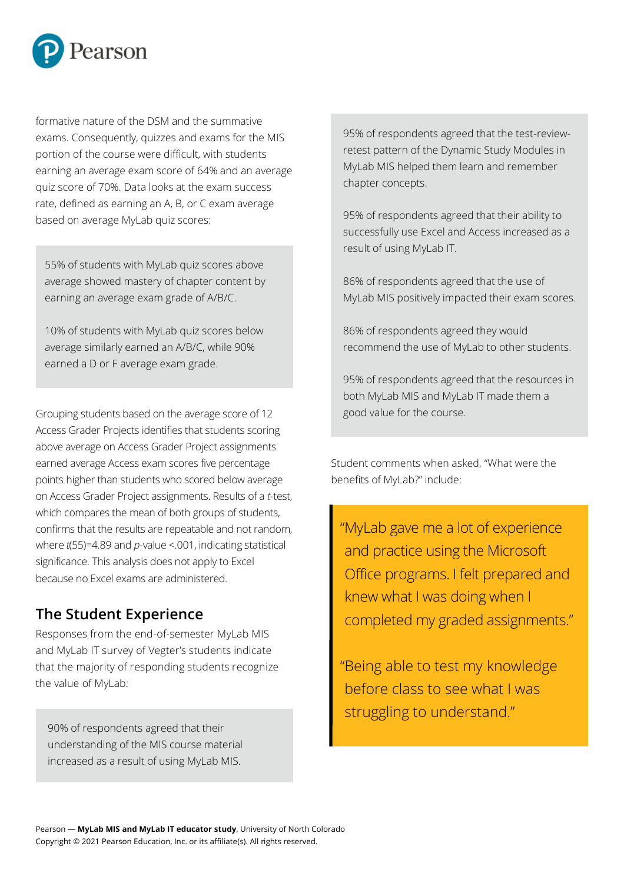formative nature of the DSM and the summative exams. Consequently, quizzes and exams for the MIS portion of the course were difficult, with students earning an average exam score of 64% and an average quiz score of 70%. Data looks at the exam success rate, defined as earning an A, B, or C exam average based on average MyLab quiz scores:

> 55% of students with MyLab quiz scores above average showed mastery of chapter content by earning an average exam grade of A/B/C.
>
> 10% of students with MyLab quiz scores below average similarly earned an A/B/C, while 90% earned a D or F average exam grade.

Grouping students based on the average score of 12 Access Grader Projects identifies that students scoring above average on Access Grader Project assignments earned average Access exam scores five percentage points higher than students who scored below average on Access Grader Project assignments. Results of a *t*-test, which compares the mean of both groups of students, confirms that the results are repeatable and not random, where $t(55)=4.89$ and $p$-value $<.001$, indicating statistical significance. This analysis does not apply to Excel because no Excel exams are administered.

## The Student Experience

Responses from the end-of-semester MyLab MIS and MyLab IT survey of Vegter's students indicate that the majority of responding students recognize the value of MyLab:

> 90% of respondents agreed that their understanding of the MIS course material increased as a result of using MyLab MIS.
>
> 95% of respondents agreed that the test-review-retest pattern of the Dynamic Study Modules in MyLab MIS helped them learn and remember chapter concepts.
>
> 95% of respondents agreed that their ability to successfully use Excel and Access increased as a result of using MyLab IT.
>
> 86% of respondents agreed that the use of MyLab MIS positively impacted their exam scores.
>
> 86% of respondents agreed they would recommend the use of MyLab to other students.
>
> 95% of respondents agreed that the resources in both MyLab MIS and MyLab IT made them a good value for the course.

Student comments when asked, "What were the benefits of MyLab?" include:

> "MyLab gave me a lot of experience and practice using the Microsoft Office programs. I felt prepared and knew what I was doing when I completed my graded assignments."
>
> "Being able to test my knowledge before class to see what I was struggling to understand."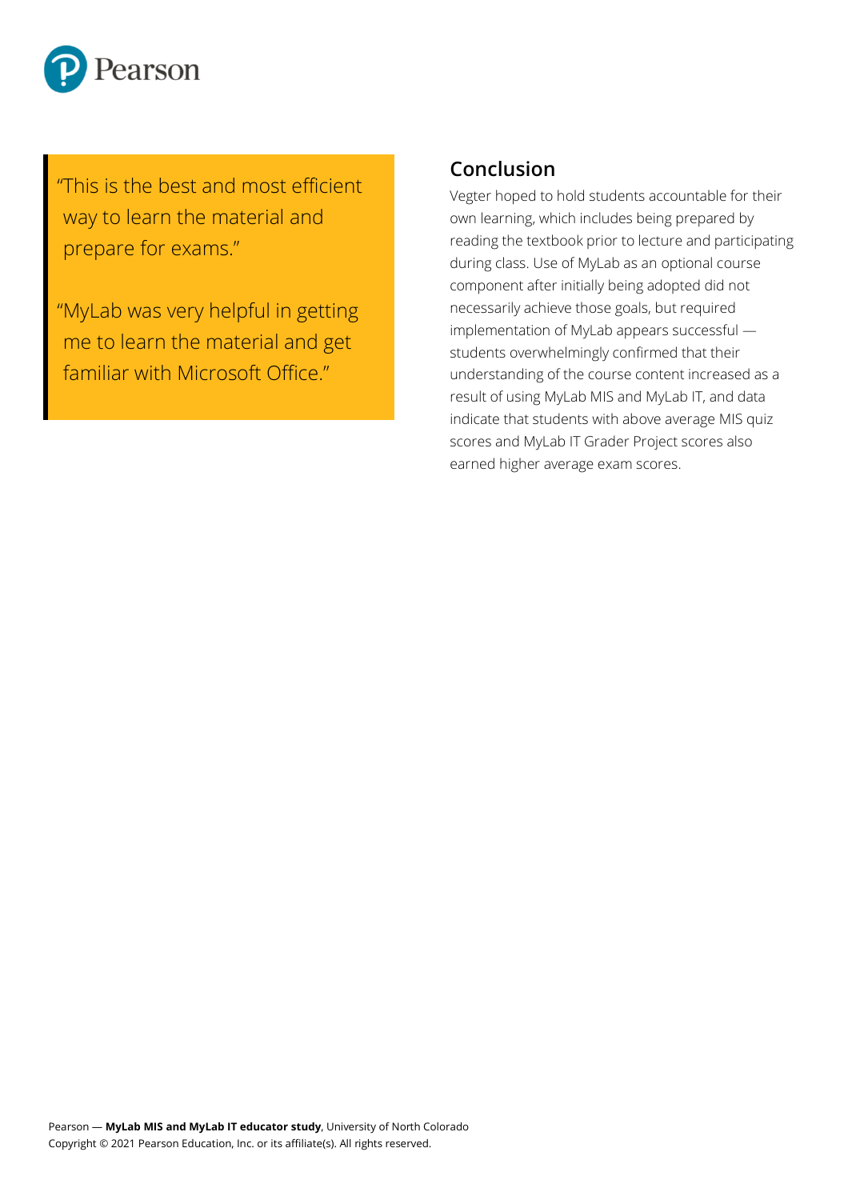"This is the best and most efficient way to learn the material and prepare for exams."

"MyLab was very helpful in getting me to learn the material and get familiar with Microsoft Office."

## Conclusion

Vegter hoped to hold students accountable for their own learning, which includes being prepared by reading the textbook prior to lecture and participating during class. Use of MyLab as an optional course component after initially being adopted did not necessarily achieve those goals, but required implementation of MyLab appears successful — students overwhelmingly confirmed that their understanding of the course content increased as a result of using MyLab MIS and MyLab IT, and data indicate that students with above average MIS quiz scores and MyLab IT Grader Project scores also earned higher average exam scores.